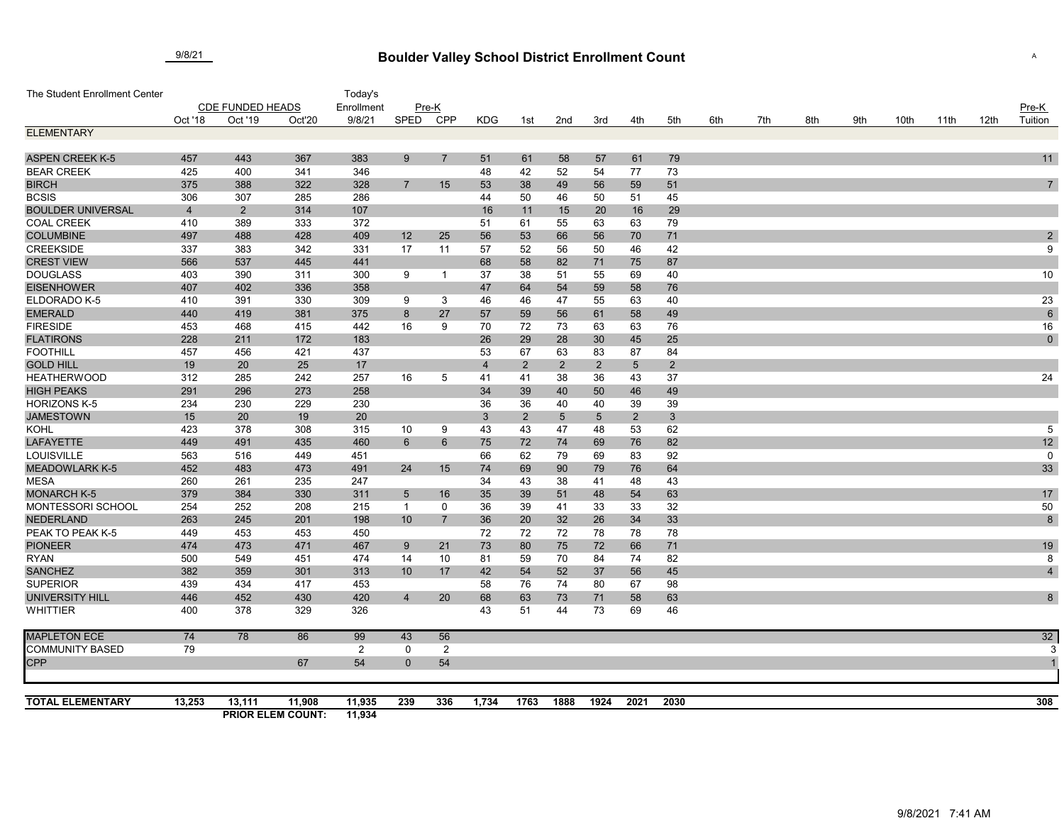9/8/21

# Boulder Valley School District Enrollment Count

| The Student Enrollment Center | CDE FUNDED HEADS | | | Today's Enrollment | Pre-K | | | | | | | | | | | | | | | | Pre-K |
|---|---|---|---|---|---|---|---|---|---|---|---|---|---|---|---|---|---|---|---|---|---|
| | Oct '18 | Oct '19 | Oct'20 | 9/8/21 | SPED | CPP | KDG | 1st | 2nd | 3rd | 4th | 5th | 6th | 7th | 8th | 9th | 10th | 11th | 12th | | Tuition |
| **ELEMENTARY** | | | | | | | | | | | | | | | | | | | | | |
| ASPEN CREEK K-5 | 457 | 443 | 367 | 383 | 9 | 7 | 51 | 61 | 58 | 57 | 61 | 79 | | | | | | | | | 11 |
| BEAR CREEK | 425 | 400 | 341 | 346 | | | 48 | 42 | 52 | 54 | 77 | 73 | | | | | | | | | |
| BIRCH | 375 | 388 | 322 | 328 | 7 | 15 | 53 | 38 | 49 | 56 | 59 | 51 | | | | | | | | | 7 |
| BCSIS | 306 | 307 | 285 | 286 | | | 44 | 50 | 46 | 50 | 51 | 45 | | | | | | | | | |
| BOULDER UNIVERSAL | 4 | 2 | 314 | 107 | | | 16 | 11 | 15 | 20 | 16 | 29 | | | | | | | | | |
| COAL CREEK | 410 | 389 | 333 | 372 | | | 51 | 61 | 55 | 63 | 63 | 79 | | | | | | | | | |
| COLUMBINE | 497 | 488 | 428 | 409 | 12 | 25 | 56 | 53 | 66 | 56 | 70 | 71 | | | | | | | | | 2 |
| CREEKSIDE | 337 | 383 | 342 | 331 | 17 | 11 | 57 | 52 | 56 | 50 | 46 | 42 | | | | | | | | | 9 |
| CREST VIEW | 566 | 537 | 445 | 441 | | | 68 | 58 | 82 | 71 | 75 | 87 | | | | | | | | | |
| DOUGLASS | 403 | 390 | 311 | 300 | 9 | 1 | 37 | 38 | 51 | 55 | 69 | 40 | | | | | | | | | 10 |
| EISENHOWER | 407 | 402 | 336 | 358 | | | 47 | 64 | 54 | 59 | 58 | 76 | | | | | | | | | |
| ELDORADO K-5 | 410 | 391 | 330 | 309 | 9 | 3 | 46 | 46 | 47 | 55 | 63 | 40 | | | | | | | | | 23 |
| EMERALD | 440 | 419 | 381 | 375 | 8 | 27 | 57 | 59 | 56 | 61 | 58 | 49 | | | | | | | | | 6 |
| FIRESIDE | 453 | 468 | 415 | 442 | 16 | 9 | 70 | 72 | 73 | 63 | 63 | 76 | | | | | | | | | 16 |
| FLATIRONS | 228 | 211 | 172 | 183 | | | 26 | 29 | 28 | 30 | 45 | 25 | | | | | | | | | 0 |
| FOOTHILL | 457 | 456 | 421 | 437 | | | 53 | 67 | 63 | 83 | 87 | 84 | | | | | | | | | |
| GOLD HILL | 19 | 20 | 25 | 17 | | | 4 | 2 | 2 | 2 | 5 | 2 | | | | | | | | | |
| HEATHERWOOD | 312 | 285 | 242 | 257 | 16 | 5 | 41 | 41 | 38 | 36 | 43 | 37 | | | | | | | | | 24 |
| HIGH PEAKS | 291 | 296 | 273 | 258 | | | 34 | 39 | 40 | 50 | 46 | 49 | | | | | | | | | |
| HORIZONS K-5 | 234 | 230 | 229 | 230 | | | 36 | 36 | 40 | 40 | 39 | 39 | | | | | | | | | |
| JAMESTOWN | 15 | 20 | 19 | 20 | | | 3 | 2 | 5 | 5 | 2 | 3 | | | | | | | | | |
| KOHL | 423 | 378 | 308 | 315 | 10 | 9 | 43 | 43 | 47 | 48 | 53 | 62 | | | | | | | | | 5 |
| LAFAYETTE | 449 | 491 | 435 | 460 | 6 | 6 | 75 | 72 | 74 | 69 | 76 | 82 | | | | | | | | | 12 |
| LOUISVILLE | 563 | 516 | 449 | 451 | | | 66 | 62 | 79 | 69 | 83 | 92 | | | | | | | | | 0 |
| MEADOWLARK K-5 | 452 | 483 | 473 | 491 | 24 | 15 | 74 | 69 | 90 | 79 | 76 | 64 | | | | | | | | | 33 |
| MESA | 260 | 261 | 235 | 247 | | | 34 | 43 | 38 | 41 | 48 | 43 | | | | | | | | | |
| MONARCH K-5 | 379 | 384 | 330 | 311 | 5 | 16 | 35 | 39 | 51 | 48 | 54 | 63 | | | | | | | | | 17 |
| MONTESSORI SCHOOL | 254 | 252 | 208 | 215 | 1 | 0 | 36 | 39 | 41 | 33 | 33 | 32 | | | | | | | | | 50 |
| NEDERLAND | 263 | 245 | 201 | 198 | 10 | 7 | 36 | 20 | 32 | 26 | 34 | 33 | | | | | | | | | 8 |
| PEAK TO PEAK K-5 | 449 | 453 | 453 | 450 | | | 72 | 72 | 72 | 78 | 78 | 78 | | | | | | | | | |
| PIONEER | 474 | 473 | 471 | 467 | 9 | 21 | 73 | 80 | 75 | 72 | 66 | 71 | | | | | | | | | 19 |
| RYAN | 500 | 549 | 451 | 474 | 14 | 10 | 81 | 59 | 70 | 84 | 74 | 82 | | | | | | | | | 8 |
| SANCHEZ | 382 | 359 | 301 | 313 | 10 | 17 | 42 | 54 | 52 | 37 | 56 | 45 | | | | | | | | | 4 |
| SUPERIOR | 439 | 434 | 417 | 453 | | | 58 | 76 | 74 | 80 | 67 | 98 | | | | | | | | | |
| UNIVERSITY HILL | 446 | 452 | 430 | 420 | 4 | 20 | 68 | 63 | 73 | 71 | 58 | 63 | | | | | | | | | 8 |
| WHITTIER | 400 | 378 | 329 | 326 | | | 43 | 51 | 44 | 73 | 69 | 46 | | | | | | | | | |
| MAPLETON ECE | 74 | 78 | 86 | 99 | 43 | 56 | | | | | | | | | | | | | | | 32 |
| COMMUNITY BASED | 79 | | | 2 | 0 | 2 | | | | | | | | | | | | | | | 3 |
| CPP | | | 67 | 54 | 0 | 54 | | | | | | | | | | | | | | | 1 |
| **TOTAL ELEMENTARY** | **13,253** | **13,111** | **11,908** | **11,935** | **239** | **336** | **1,734** | **1763** | **1888** | **1924** | **2021** | **2030** | | | | | | | | | **308** |
| | | **PRIOR ELEM COUNT:** | | **11,934** | | | | | | | | | | | | | | | | | |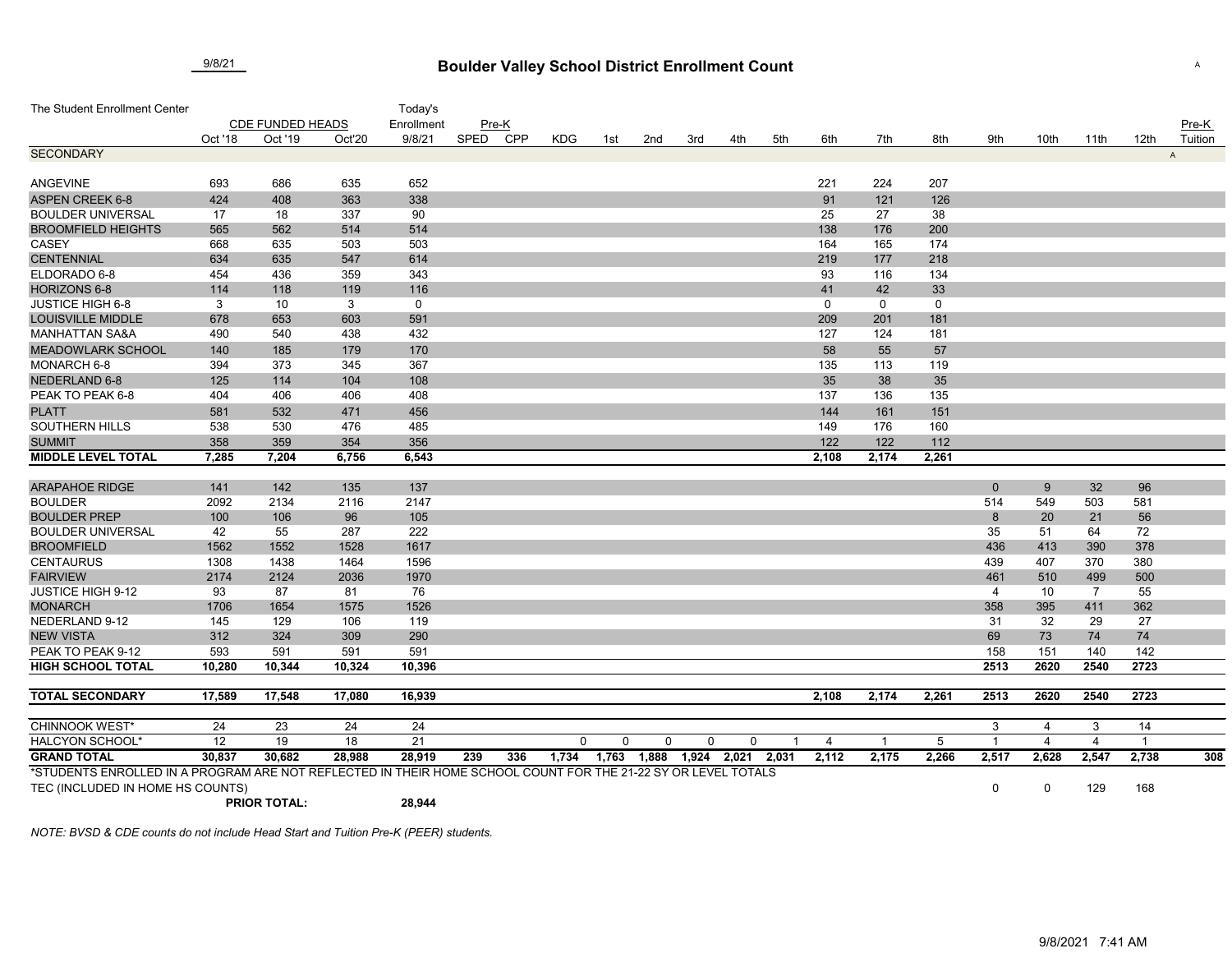9/8/21

## Boulder Valley School District Enrollment Count

| The Student Enrollment Center | CDE FUNDED HEADS | | | Today's Enrollment | Pre-K | | | | | | | | | | | | | | | Pre-K |
|---|---|---|---|---|---|---|---|---|---|---|---|---|---|---|---|---|---|---|---|---|
| | Oct '18 | Oct '19 | Oct'20 | 9/8/21 | SPED | CPP | KDG | 1st | 2nd | 3rd | 4th | 5th | 6th | 7th | 8th | 9th | 10th | 11th | 12th | Tuition |
| **SECONDARY** | | | | | | | | | | | | | | | | | | | | A |
| ANGEVINE | 693 | 686 | 635 | 652 | | | | | | | | | 221 | 224 | 207 | | | | | |
| ASPEN CREEK 6-8 | 424 | 408 | 363 | 338 | | | | | | | | | 91 | 121 | 126 | | | | | |
| BOULDER UNIVERSAL | 17 | 18 | 337 | 90 | | | | | | | | | 25 | 27 | 38 | | | | | |
| BROOMFIELD HEIGHTS | 565 | 562 | 514 | 514 | | | | | | | | | 138 | 176 | 200 | | | | | |
| CASEY | 668 | 635 | 503 | 503 | | | | | | | | | 164 | 165 | 174 | | | | | |
| CENTENNIAL | 634 | 635 | 547 | 614 | | | | | | | | | 219 | 177 | 218 | | | | | |
| ELDORADO 6-8 | 454 | 436 | 359 | 343 | | | | | | | | | 93 | 116 | 134 | | | | | |
| HORIZONS 6-8 | 114 | 118 | 119 | 116 | | | | | | | | | 41 | 42 | 33 | | | | | |
| JUSTICE HIGH 6-8 | 3 | 10 | 3 | 0 | | | | | | | | | 0 | 0 | 0 | | | | | |
| LOUISVILLE MIDDLE | 678 | 653 | 603 | 591 | | | | | | | | | 209 | 201 | 181 | | | | | |
| MANHATTAN SA&A | 490 | 540 | 438 | 432 | | | | | | | | | 127 | 124 | 181 | | | | | |
| MEADOWLARK SCHOOL | 140 | 185 | 179 | 170 | | | | | | | | | 58 | 55 | 57 | | | | | |
| MONARCH 6-8 | 394 | 373 | 345 | 367 | | | | | | | | | 135 | 113 | 119 | | | | | |
| NEDERLAND 6-8 | 125 | 114 | 104 | 108 | | | | | | | | | 35 | 38 | 35 | | | | | |
| PEAK TO PEAK 6-8 | 404 | 406 | 406 | 408 | | | | | | | | | 137 | 136 | 135 | | | | | |
| PLATT | 581 | 532 | 471 | 456 | | | | | | | | | 144 | 161 | 151 | | | | | |
| SOUTHERN HILLS | 538 | 530 | 476 | 485 | | | | | | | | | 149 | 176 | 160 | | | | | |
| SUMMIT | 358 | 359 | 354 | 356 | | | | | | | | | 122 | 122 | 112 | | | | | |
| **MIDDLE LEVEL TOTAL** | **7,285** | **7,204** | **6,756** | **6,543** | | | | | | | | | **2,108** | **2,174** | **2,261** | | | | | |
| ARAPAHOE RIDGE | 141 | 142 | 135 | 137 | | | | | | | | | | | | 0 | 9 | 32 | 96 | |
| BOULDER | 2092 | 2134 | 2116 | 2147 | | | | | | | | | | | | 514 | 549 | 503 | 581 | |
| BOULDER PREP | 100 | 106 | 96 | 105 | | | | | | | | | | | | 8 | 20 | 21 | 56 | |
| BOULDER UNIVERSAL | 42 | 55 | 287 | 222 | | | | | | | | | | | | 35 | 51 | 64 | 72 | |
| BROOMFIELD | 1562 | 1552 | 1528 | 1617 | | | | | | | | | | | | 436 | 413 | 390 | 378 | |
| CENTAURUS | 1308 | 1438 | 1464 | 1596 | | | | | | | | | | | | 439 | 407 | 370 | 380 | |
| FAIRVIEW | 2174 | 2124 | 2036 | 1970 | | | | | | | | | | | | 461 | 510 | 499 | 500 | |
| JUSTICE HIGH 9-12 | 93 | 87 | 81 | 76 | | | | | | | | | | | | 4 | 10 | 7 | 55 | |
| MONARCH | 1706 | 1654 | 1575 | 1526 | | | | | | | | | | | | 358 | 395 | 411 | 362 | |
| NEDERLAND 9-12 | 145 | 129 | 106 | 119 | | | | | | | | | | | | 31 | 32 | 29 | 27 | |
| NEW VISTA | 312 | 324 | 309 | 290 | | | | | | | | | | | | 69 | 73 | 74 | 74 | |
| PEAK TO PEAK 9-12 | 593 | 591 | 591 | 591 | | | | | | | | | | | | 158 | 151 | 140 | 142 | |
| **HIGH SCHOOL TOTAL** | **10,280** | **10,344** | **10,324** | **10,396** | | | | | | | | | | | | **2513** | **2620** | **2540** | **2723** | |
| **TOTAL SECONDARY** | **17,589** | **17,548** | **17,080** | **16,939** | | | | | | | | | **2,108** | **2,174** | **2,261** | **2513** | **2620** | **2540** | **2723** | |
| CHINNOOK WEST* | 24 | 23 | 24 | 24 | | | | | | | | | | | | 3 | 4 | 3 | 14 | |
| HALCYON SCHOOL* | 12 | 19 | 18 | 21 | | | 0 | 0 | 0 | 0 | 0 | 1 | 4 | 1 | 5 | 1 | 4 | 4 | 1 | |
| **GRAND TOTAL** | **30,837** | **30,682** | **28,988** | **28,919** | **239** | **336** | **1,734** | **1,763** | **1,888** | **1,924** | **2,021** | **2,031** | **2,112** | **2,175** | **2,266** | **2,517** | **2,628** | **2,547** | **2,738** | **308** |
| TEC (INCLUDED IN HOME HS COUNTS) | | | | | | | | | | | | | | | | 0 | 0 | 129 | 168 | |
| | | **PRIOR TOTAL:** | | **28,944** | | | | | | | | | | | | | | | | |

*STUDENTS ENROLLED IN A PROGRAM ARE NOT REFLECTED IN THEIR HOME SCHOOL COUNT FOR THE 21-22 SY OR LEVEL TOTALS

*NOTE: BVSD & CDE counts do not include Head Start and Tuition Pre-K (PEER) students.*